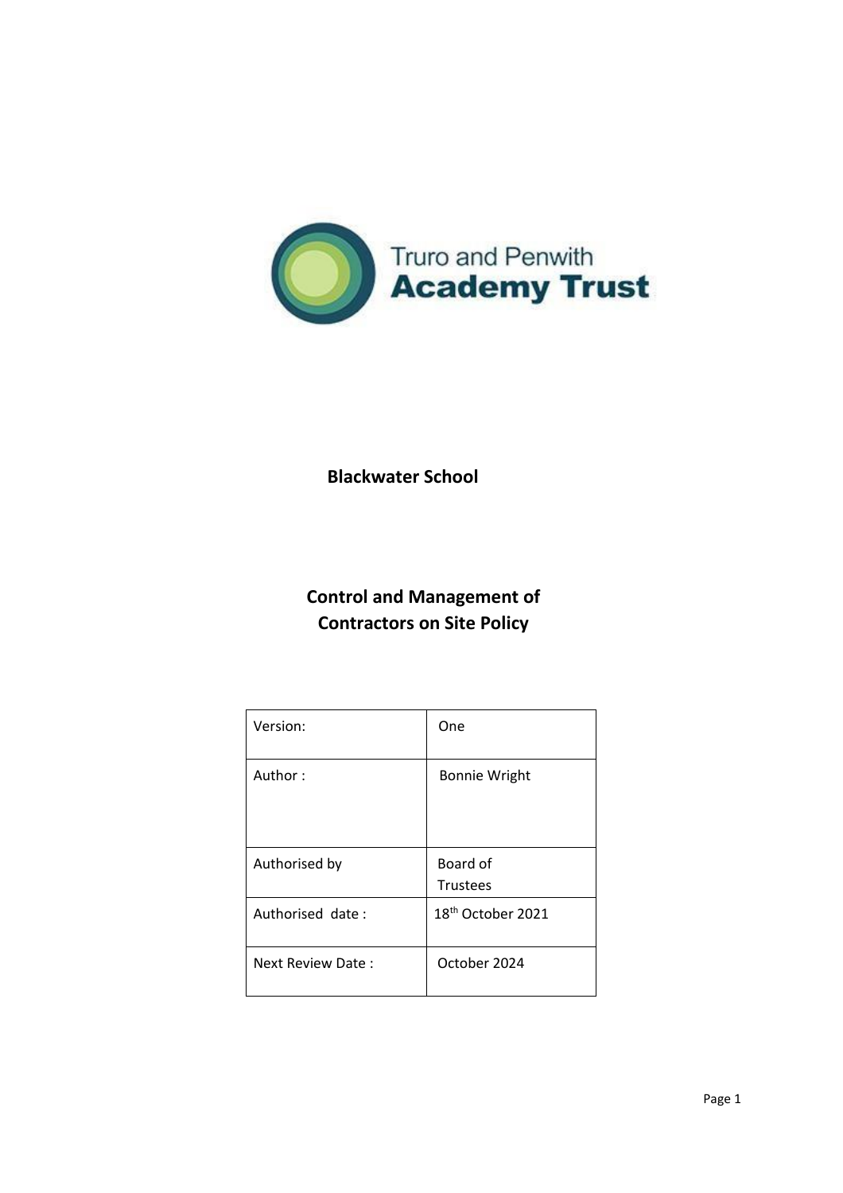Truro and Penwith
**Academy Trust**

**Blackwater School**

# Control and Management of Contractors on Site Policy

| Version: | One |
| --- | --- |
| Author : | Bonnie Wright |
| Authorised by | Board of Trustees |
| Authorised date : | 18th October 2021 |
| Next Review Date : | October 2024 |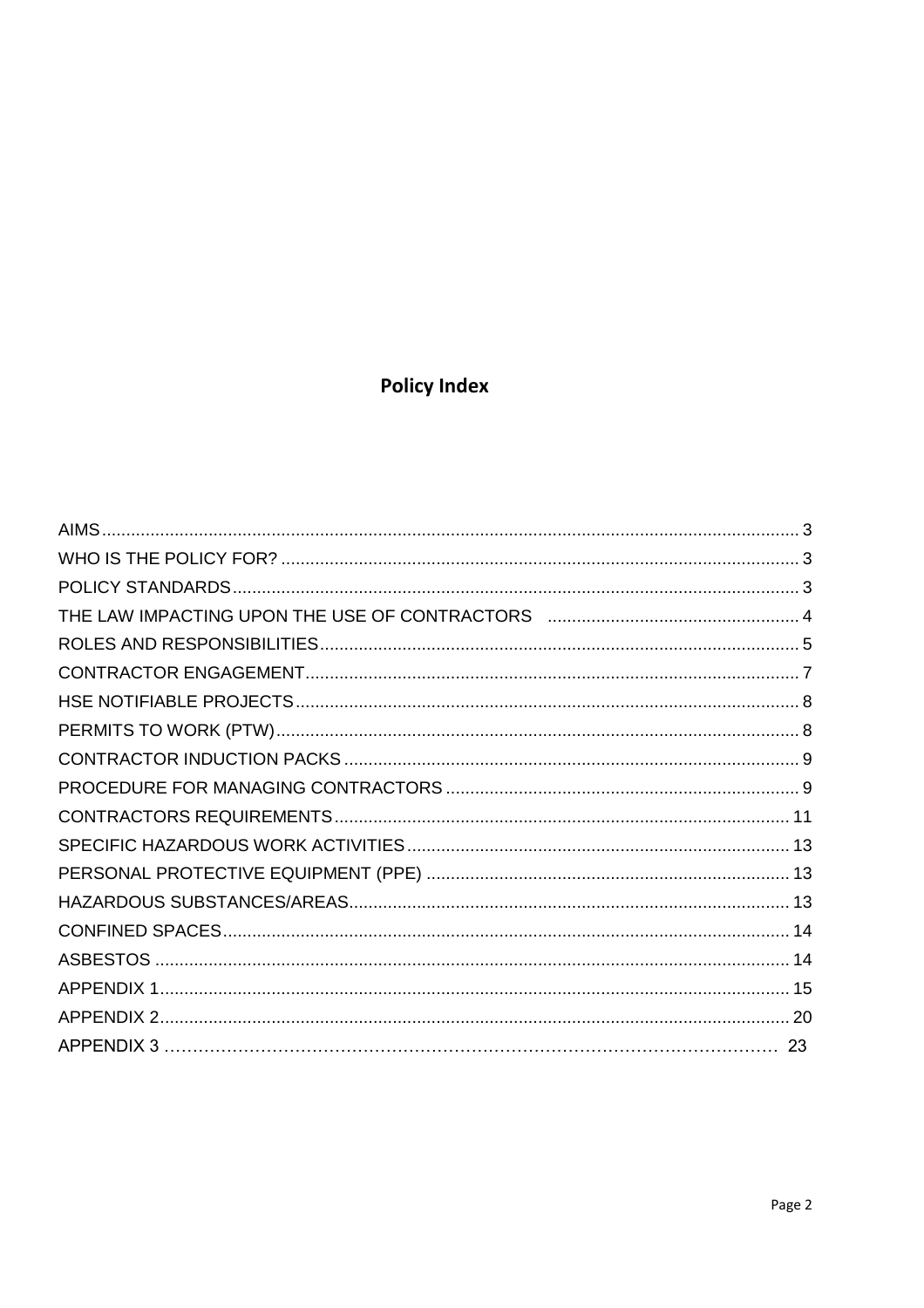# Policy Index

| | |
|---|---|
| AIMS | 3 |
| WHO IS THE POLICY FOR? | 3 |
| POLICY STANDARDS | 3 |
| THE LAW IMPACTING UPON THE USE OF CONTRACTORS | 4 |
| ROLES AND RESPONSIBILITIES | 5 |
| CONTRACTOR ENGAGEMENT | 7 |
| HSE NOTIFIABLE PROJECTS | 8 |
| PERMITS TO WORK (PTW) | 8 |
| CONTRACTOR INDUCTION PACKS | 9 |
| PROCEDURE FOR MANAGING CONTRACTORS | 9 |
| CONTRACTORS REQUIREMENTS | 11 |
| SPECIFIC HAZARDOUS WORK ACTIVITIES | 13 |
| PERSONAL PROTECTIVE EQUIPMENT (PPE) | 13 |
| HAZARDOUS SUBSTANCES/AREAS | 13 |
| CONFINED SPACES | 14 |
| ASBESTOS | 14 |
| APPENDIX 1 | 15 |
| APPENDIX 2 | 20 |
| APPENDIX 3 | 23 |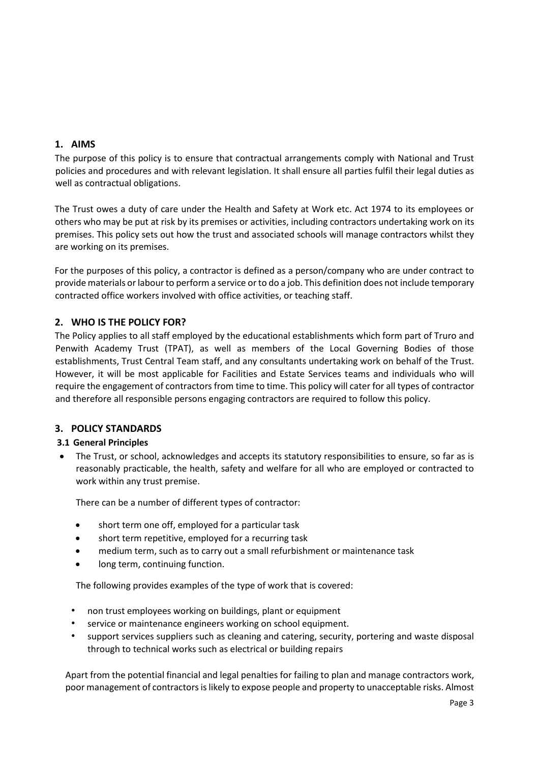## 1. AIMS

The purpose of this policy is to ensure that contractual arrangements comply with National and Trust policies and procedures and with relevant legislation. It shall ensure all parties fulfil their legal duties as well as contractual obligations.

The Trust owes a duty of care under the Health and Safety at Work etc. Act 1974 to its employees or others who may be put at risk by its premises or activities, including contractors undertaking work on its premises. This policy sets out how the trust and associated schools will manage contractors whilst they are working on its premises.

For the purposes of this policy, a contractor is defined as a person/company who are under contract to provide materials or labour to perform a service or to do a job. This definition does not include temporary contracted office workers involved with office activities, or teaching staff.

## 2. WHO IS THE POLICY FOR?

The Policy applies to all staff employed by the educational establishments which form part of Truro and Penwith Academy Trust (TPAT), as well as members of the Local Governing Bodies of those establishments, Trust Central Team staff, and any consultants undertaking work on behalf of the Trust. However, it will be most applicable for Facilities and Estate Services teams and individuals who will require the engagement of contractors from time to time. This policy will cater for all types of contractor and therefore all responsible persons engaging contractors are required to follow this policy.

## 3. POLICY STANDARDS

### 3.1 General Principles

- The Trust, or school, acknowledges and accepts its statutory responsibilities to ensure, so far as is reasonably practicable, the health, safety and welfare for all who are employed or contracted to work within any trust premise.

  There can be a number of different types of contractor:

  - short term one off, employed for a particular task
  - short term repetitive, employed for a recurring task
  - medium term, such as to carry out a small refurbishment or maintenance task
  - long term, continuing function.

  The following provides examples of the type of work that is covered:

  - non trust employees working on buildings, plant or equipment
  - service or maintenance engineers working on school equipment.
  - support services suppliers such as cleaning and catering, security, portering and waste disposal through to technical works such as electrical or building repairs

  Apart from the potential financial and legal penalties for failing to plan and manage contractors work, poor management of contractors is likely to expose people and property to unacceptable risks. Almost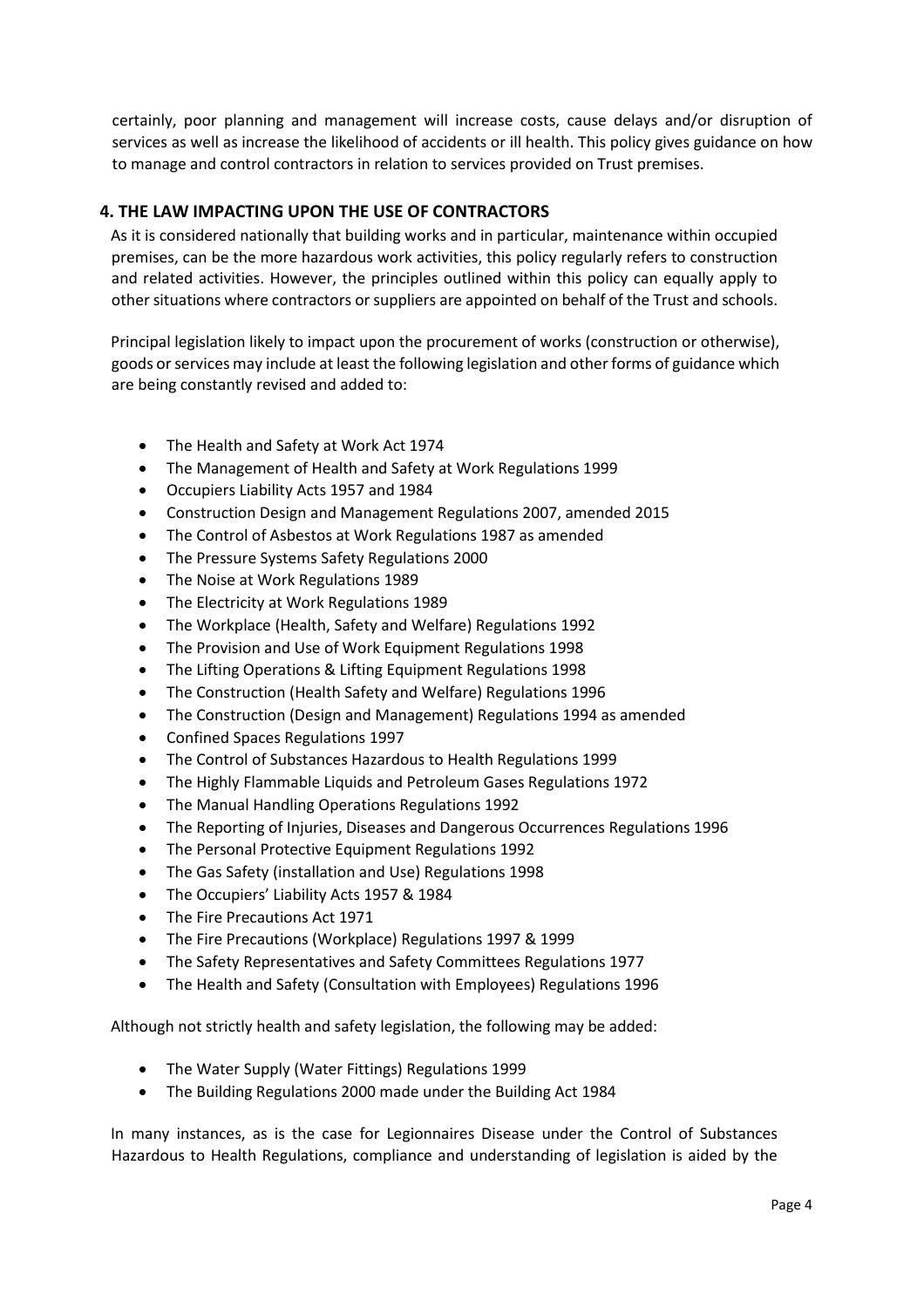certainly, poor planning and management will increase costs, cause delays and/or disruption of services as well as increase the likelihood of accidents or ill health. This policy gives guidance on how to manage and control contractors in relation to services provided on Trust premises.

## 4. THE LAW IMPACTING UPON THE USE OF CONTRACTORS

As it is considered nationally that building works and in particular, maintenance within occupied premises, can be the more hazardous work activities, this policy regularly refers to construction and related activities. However, the principles outlined within this policy can equally apply to other situations where contractors or suppliers are appointed on behalf of the Trust and schools.

Principal legislation likely to impact upon the procurement of works (construction or otherwise), goods or services may include at least the following legislation and other forms of guidance which are being constantly revised and added to:

- The Health and Safety at Work Act 1974
- The Management of Health and Safety at Work Regulations 1999
- Occupiers Liability Acts 1957 and 1984
- Construction Design and Management Regulations 2007, amended 2015
- The Control of Asbestos at Work Regulations 1987 as amended
- The Pressure Systems Safety Regulations 2000
- The Noise at Work Regulations 1989
- The Electricity at Work Regulations 1989
- The Workplace (Health, Safety and Welfare) Regulations 1992
- The Provision and Use of Work Equipment Regulations 1998
- The Lifting Operations & Lifting Equipment Regulations 1998
- The Construction (Health Safety and Welfare) Regulations 1996
- The Construction (Design and Management) Regulations 1994 as amended
- Confined Spaces Regulations 1997
- The Control of Substances Hazardous to Health Regulations 1999
- The Highly Flammable Liquids and Petroleum Gases Regulations 1972
- The Manual Handling Operations Regulations 1992
- The Reporting of Injuries, Diseases and Dangerous Occurrences Regulations 1996
- The Personal Protective Equipment Regulations 1992
- The Gas Safety (installation and Use) Regulations 1998
- The Occupiers' Liability Acts 1957 & 1984
- The Fire Precautions Act 1971
- The Fire Precautions (Workplace) Regulations 1997 & 1999
- The Safety Representatives and Safety Committees Regulations 1977
- The Health and Safety (Consultation with Employees) Regulations 1996

Although not strictly health and safety legislation, the following may be added:

- The Water Supply (Water Fittings) Regulations 1999
- The Building Regulations 2000 made under the Building Act 1984

In many instances, as is the case for Legionnaires Disease under the Control of Substances Hazardous to Health Regulations, compliance and understanding of legislation is aided by the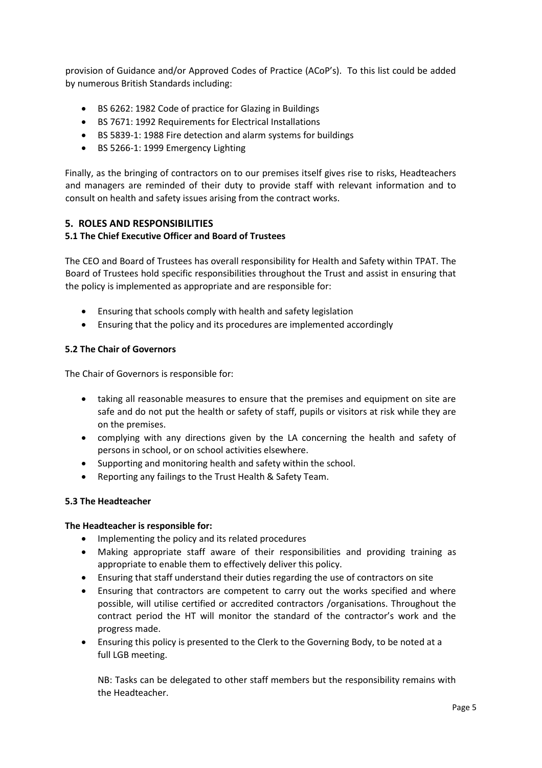provision of Guidance and/or Approved Codes of Practice (ACoP's). To this list could be added by numerous British Standards including:

- BS 6262: 1982 Code of practice for Glazing in Buildings
- BS 7671: 1992 Requirements for Electrical Installations
- BS 5839-1: 1988 Fire detection and alarm systems for buildings
- BS 5266-1: 1999 Emergency Lighting

Finally, as the bringing of contractors on to our premises itself gives rise to risks, Headteachers and managers are reminded of their duty to provide staff with relevant information and to consult on health and safety issues arising from the contract works.

## 5. ROLES AND RESPONSIBILITIES

### 5.1 The Chief Executive Officer and Board of Trustees

The CEO and Board of Trustees has overall responsibility for Health and Safety within TPAT. The Board of Trustees hold specific responsibilities throughout the Trust and assist in ensuring that the policy is implemented as appropriate and are responsible for:

- Ensuring that schools comply with health and safety legislation
- Ensuring that the policy and its procedures are implemented accordingly

### 5.2 The Chair of Governors

The Chair of Governors is responsible for:

- taking all reasonable measures to ensure that the premises and equipment on site are safe and do not put the health or safety of staff, pupils or visitors at risk while they are on the premises.
- complying with any directions given by the LA concerning the health and safety of persons in school, or on school activities elsewhere.
- Supporting and monitoring health and safety within the school.
- Reporting any failings to the Trust Health & Safety Team.

### 5.3 The Headteacher

**The Headteacher is responsible for:**

- Implementing the policy and its related procedures
- Making appropriate staff aware of their responsibilities and providing training as appropriate to enable them to effectively deliver this policy.
- Ensuring that staff understand their duties regarding the use of contractors on site
- Ensuring that contractors are competent to carry out the works specified and where possible, will utilise certified or accredited contractors /organisations. Throughout the contract period the HT will monitor the standard of the contractor's work and the progress made.
- Ensuring this policy is presented to the Clerk to the Governing Body, to be noted at a full LGB meeting.

  NB: Tasks can be delegated to other staff members but the responsibility remains with the Headteacher.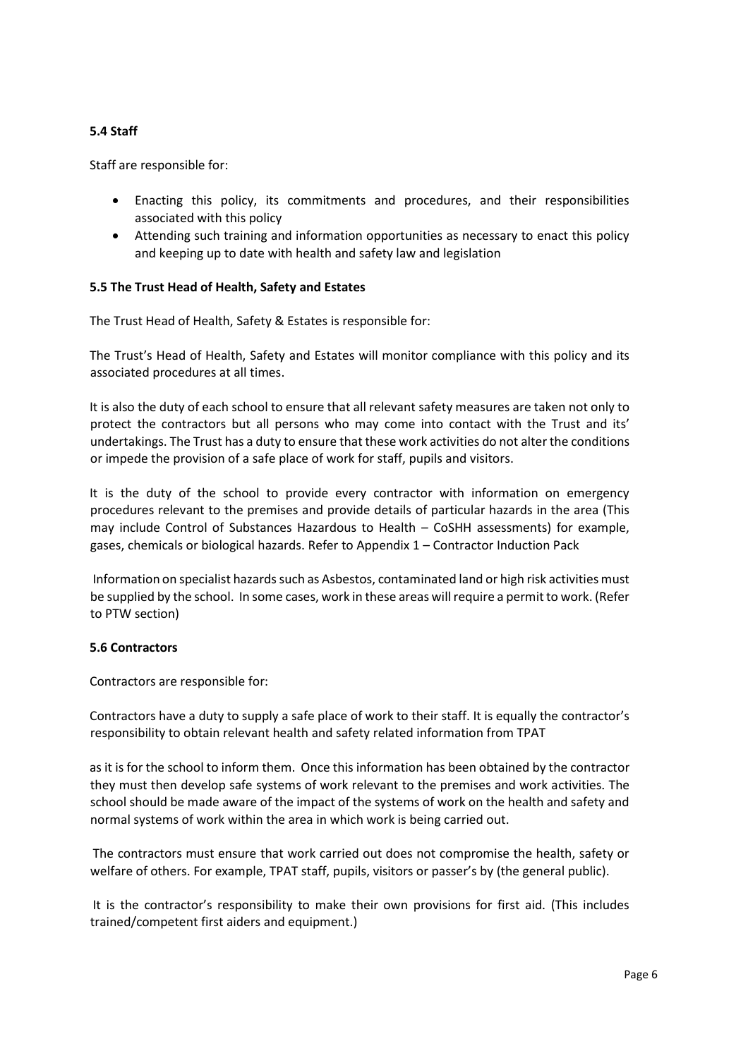**5.4 Staff**

Staff are responsible for:

- Enacting this policy, its commitments and procedures, and their responsibilities associated with this policy
- Attending such training and information opportunities as necessary to enact this policy and keeping up to date with health and safety law and legislation

**5.5 The Trust Head of Health, Safety and Estates**

The Trust Head of Health, Safety & Estates is responsible for:

The Trust's Head of Health, Safety and Estates will monitor compliance with this policy and its associated procedures at all times.

It is also the duty of each school to ensure that all relevant safety measures are taken not only to protect the contractors but all persons who may come into contact with the Trust and its' undertakings. The Trust has a duty to ensure that these work activities do not alter the conditions or impede the provision of a safe place of work for staff, pupils and visitors.

It is the duty of the school to provide every contractor with information on emergency procedures relevant to the premises and provide details of particular hazards in the area (This may include Control of Substances Hazardous to Health – CoSHH assessments) for example, gases, chemicals or biological hazards. Refer to Appendix 1 – Contractor Induction Pack

Information on specialist hazards such as Asbestos, contaminated land or high risk activities must be supplied by the school. In some cases, work in these areas will require a permit to work. (Refer to PTW section)

**5.6 Contractors**

Contractors are responsible for:

Contractors have a duty to supply a safe place of work to their staff. It is equally the contractor's responsibility to obtain relevant health and safety related information from TPAT

as it is for the school to inform them. Once this information has been obtained by the contractor they must then develop safe systems of work relevant to the premises and work activities. The school should be made aware of the impact of the systems of work on the health and safety and normal systems of work within the area in which work is being carried out.

The contractors must ensure that work carried out does not compromise the health, safety or welfare of others. For example, TPAT staff, pupils, visitors or passer's by (the general public).

It is the contractor's responsibility to make their own provisions for first aid. (This includes trained/competent first aiders and equipment.)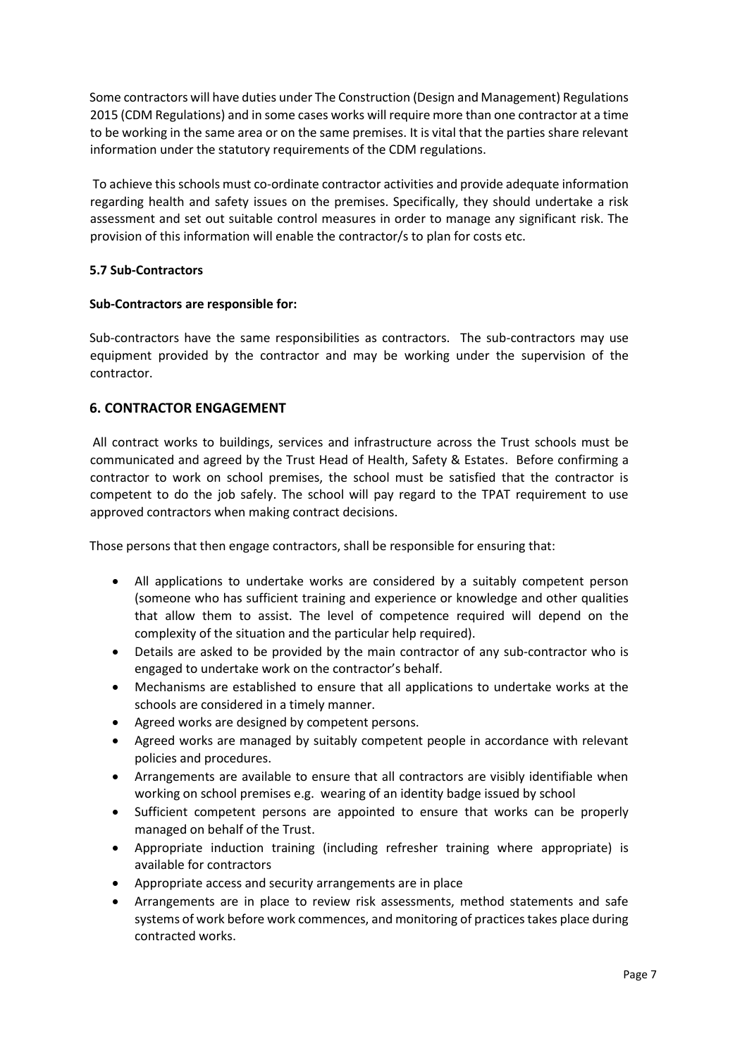Some contractors will have duties under The Construction (Design and Management) Regulations 2015 (CDM Regulations) and in some cases works will require more than one contractor at a time to be working in the same area or on the same premises. It is vital that the parties share relevant information under the statutory requirements of the CDM regulations.

To achieve this schools must co-ordinate contractor activities and provide adequate information regarding health and safety issues on the premises. Specifically, they should undertake a risk assessment and set out suitable control measures in order to manage any significant risk. The provision of this information will enable the contractor/s to plan for costs etc.

### 5.7 Sub-Contractors

**Sub-Contractors are responsible for:**

Sub-contractors have the same responsibilities as contractors. The sub-contractors may use equipment provided by the contractor and may be working under the supervision of the contractor.

## 6. CONTRACTOR ENGAGEMENT

All contract works to buildings, services and infrastructure across the Trust schools must be communicated and agreed by the Trust Head of Health, Safety & Estates. Before confirming a contractor to work on school premises, the school must be satisfied that the contractor is competent to do the job safely. The school will pay regard to the TPAT requirement to use approved contractors when making contract decisions.

Those persons that then engage contractors, shall be responsible for ensuring that:

- All applications to undertake works are considered by a suitably competent person (someone who has sufficient training and experience or knowledge and other qualities that allow them to assist. The level of competence required will depend on the complexity of the situation and the particular help required).
- Details are asked to be provided by the main contractor of any sub-contractor who is engaged to undertake work on the contractor's behalf.
- Mechanisms are established to ensure that all applications to undertake works at the schools are considered in a timely manner.
- Agreed works are designed by competent persons.
- Agreed works are managed by suitably competent people in accordance with relevant policies and procedures.
- Arrangements are available to ensure that all contractors are visibly identifiable when working on school premises e.g. wearing of an identity badge issued by school
- Sufficient competent persons are appointed to ensure that works can be properly managed on behalf of the Trust.
- Appropriate induction training (including refresher training where appropriate) is available for contractors
- Appropriate access and security arrangements are in place
- Arrangements are in place to review risk assessments, method statements and safe systems of work before work commences, and monitoring of practices takes place during contracted works.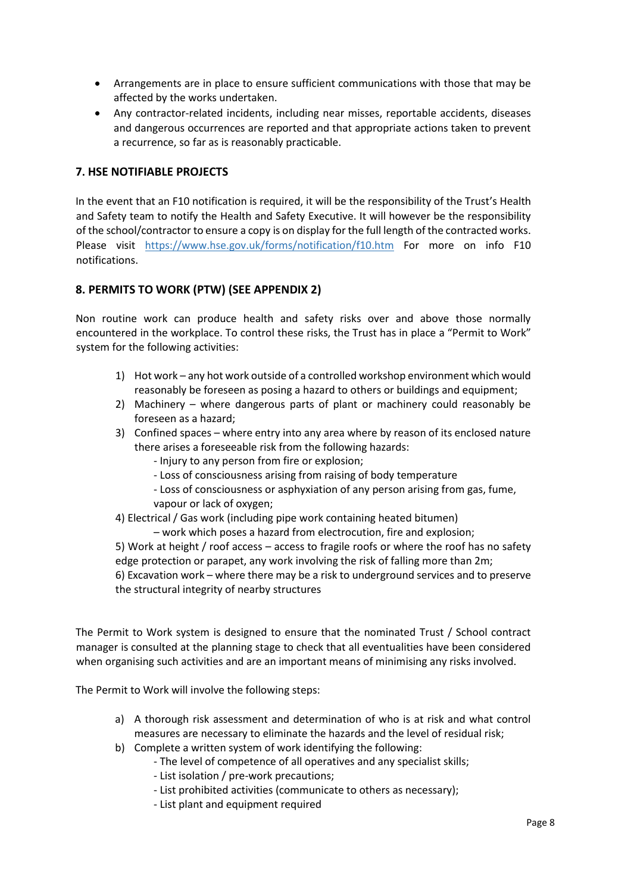- Arrangements are in place to ensure sufficient communications with those that may be affected by the works undertaken.
- Any contractor-related incidents, including near misses, reportable accidents, diseases and dangerous occurrences are reported and that appropriate actions taken to prevent a recurrence, so far as is reasonably practicable.

## 7. HSE NOTIFIABLE PROJECTS

In the event that an F10 notification is required, it will be the responsibility of the Trust's Health and Safety team to notify the Health and Safety Executive. It will however be the responsibility of the school/contractor to ensure a copy is on display for the full length of the contracted works. Please visit https://www.hse.gov.uk/forms/notification/f10.htm For more on info F10 notifications.

## 8. PERMITS TO WORK (PTW) (SEE APPENDIX 2)

Non routine work can produce health and safety risks over and above those normally encountered in the workplace. To control these risks, the Trust has in place a "Permit to Work" system for the following activities:

1) Hot work – any hot work outside of a controlled workshop environment which would reasonably be foreseen as posing a hazard to others or buildings and equipment;
2) Machinery – where dangerous parts of plant or machinery could reasonably be foreseen as a hazard;
3) Confined spaces – where entry into any area where by reason of its enclosed nature there arises a foreseeable risk from the following hazards:
   - Injury to any person from fire or explosion;
   - Loss of consciousness arising from raising of body temperature
   - Loss of consciousness or asphyxiation of any person arising from gas, fume, vapour or lack of oxygen;
4) Electrical / Gas work (including pipe work containing heated bitumen) – work which poses a hazard from electrocution, fire and explosion;
5) Work at height / roof access – access to fragile roofs or where the roof has no safety edge protection or parapet, any work involving the risk of falling more than 2m;
6) Excavation work – where there may be a risk to underground services and to preserve the structural integrity of nearby structures

The Permit to Work system is designed to ensure that the nominated Trust / School contract manager is consulted at the planning stage to check that all eventualities have been considered when organising such activities and are an important means of minimising any risks involved.

The Permit to Work will involve the following steps:

a) A thorough risk assessment and determination of who is at risk and what control measures are necessary to eliminate the hazards and the level of residual risk;
b) Complete a written system of work identifying the following:
   - The level of competence of all operatives and any specialist skills;
   - List isolation / pre-work precautions;
   - List prohibited activities (communicate to others as necessary);
   - List plant and equipment required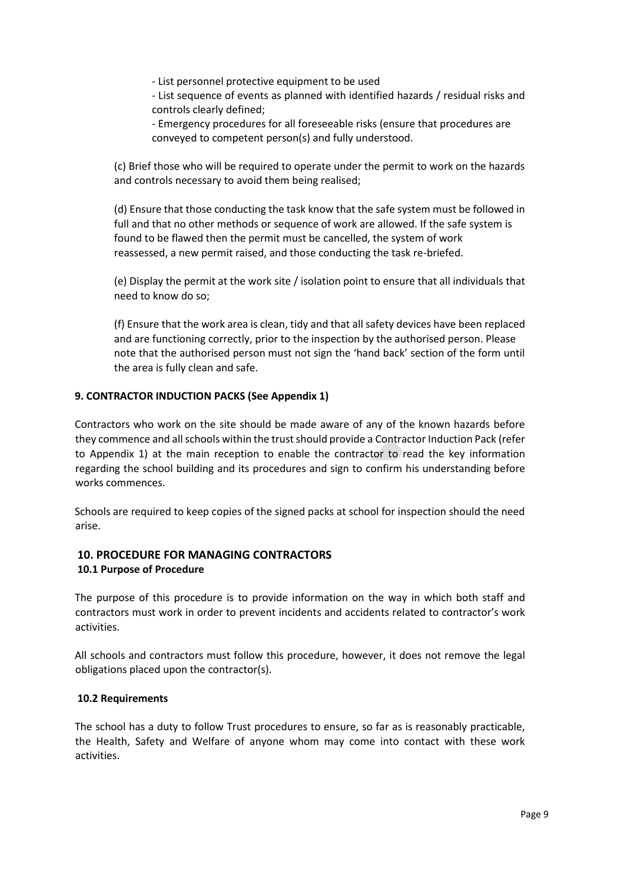- List personnel protective equipment to be used

- List sequence of events as planned with identified hazards / residual risks and controls clearly defined;

- Emergency procedures for all foreseeable risks (ensure that procedures are conveyed to competent person(s) and fully understood.

(c) Brief those who will be required to operate under the permit to work on the hazards and controls necessary to avoid them being realised;

(d) Ensure that those conducting the task know that the safe system must be followed in full and that no other methods or sequence of work are allowed. If the safe system is found to be flawed then the permit must be cancelled, the system of work reassessed, a new permit raised, and those conducting the task re-briefed.

(e) Display the permit at the work site / isolation point to ensure that all individuals that need to know do so;

(f) Ensure that the work area is clean, tidy and that all safety devices have been replaced and are functioning correctly, prior to the inspection by the authorised person. Please note that the authorised person must not sign the 'hand back' section of the form until the area is fully clean and safe.

**9. CONTRACTOR INDUCTION PACKS (See Appendix 1)**

Contractors who work on the site should be made aware of any of the known hazards before they commence and all schools within the trust should provide a Contractor Induction Pack (refer to Appendix 1) at the main reception to enable the contractor to read the key information regarding the school building and its procedures and sign to confirm his understanding before works commences.

Schools are required to keep copies of the signed packs at school for inspection should the need arise.

## 10. PROCEDURE FOR MANAGING CONTRACTORS

### 10.1 Purpose of Procedure

The purpose of this procedure is to provide information on the way in which both staff and contractors must work in order to prevent incidents and accidents related to contractor's work activities.

All schools and contractors must follow this procedure, however, it does not remove the legal obligations placed upon the contractor(s).

### 10.2 Requirements

The school has a duty to follow Trust procedures to ensure, so far as is reasonably practicable, the Health, Safety and Welfare of anyone whom may come into contact with these work activities.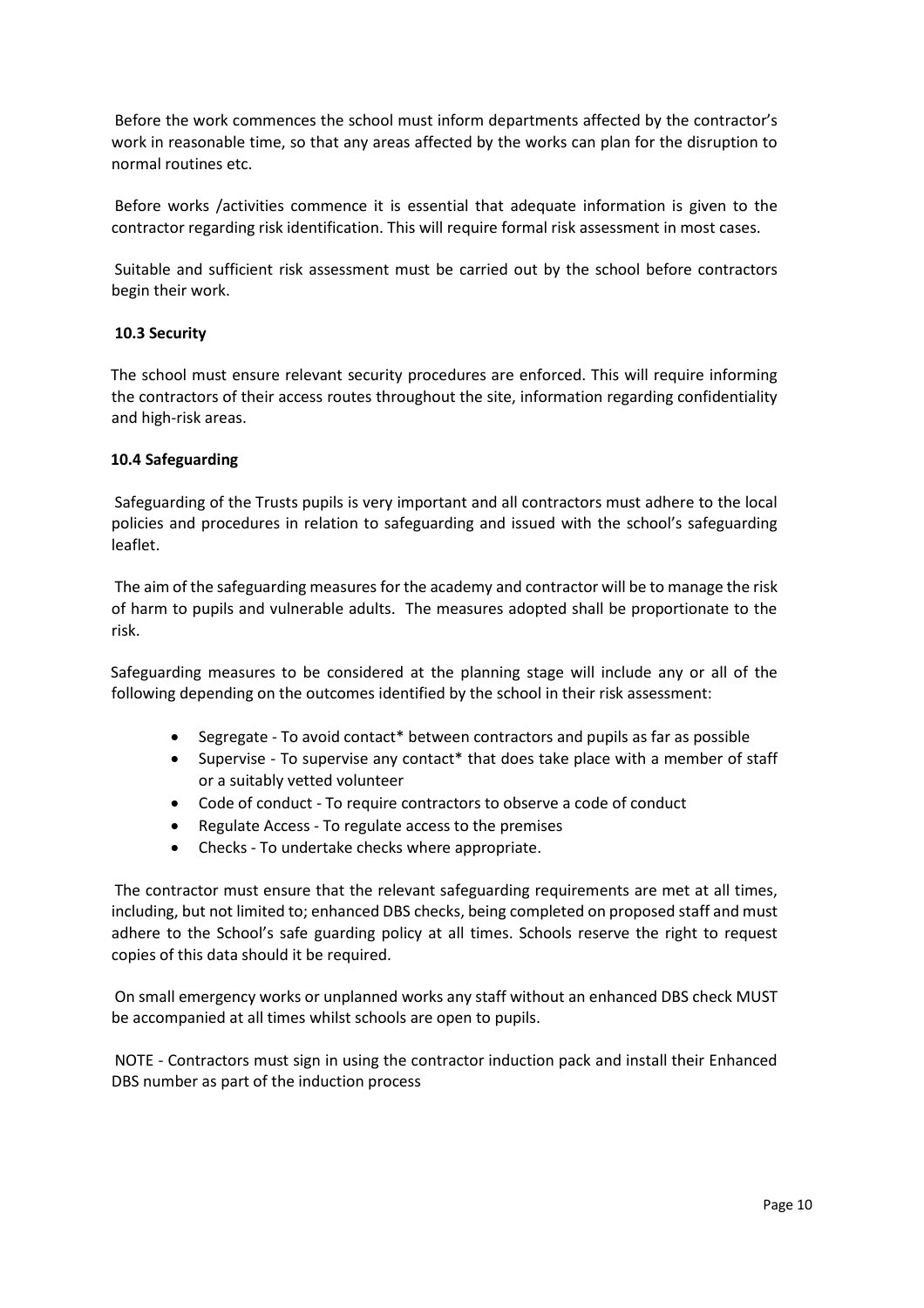Before the work commences the school must inform departments affected by the contractor's work in reasonable time, so that any areas affected by the works can plan for the disruption to normal routines etc.

Before works /activities commence it is essential that adequate information is given to the contractor regarding risk identification. This will require formal risk assessment in most cases.

Suitable and sufficient risk assessment must be carried out by the school before contractors begin their work.

### 10.3 Security

The school must ensure relevant security procedures are enforced. This will require informing the contractors of their access routes throughout the site, information regarding confidentiality and high-risk areas.

### 10.4 Safeguarding

Safeguarding of the Trusts pupils is very important and all contractors must adhere to the local policies and procedures in relation to safeguarding and issued with the school's safeguarding leaflet.

The aim of the safeguarding measures for the academy and contractor will be to manage the risk of harm to pupils and vulnerable adults. The measures adopted shall be proportionate to the risk.

Safeguarding measures to be considered at the planning stage will include any or all of the following depending on the outcomes identified by the school in their risk assessment:

- Segregate - To avoid contact* between contractors and pupils as far as possible
- Supervise - To supervise any contact* that does take place with a member of staff or a suitably vetted volunteer
- Code of conduct - To require contractors to observe a code of conduct
- Regulate Access - To regulate access to the premises
- Checks - To undertake checks where appropriate.

The contractor must ensure that the relevant safeguarding requirements are met at all times, including, but not limited to; enhanced DBS checks, being completed on proposed staff and must adhere to the School's safe guarding policy at all times. Schools reserve the right to request copies of this data should it be required.

On small emergency works or unplanned works any staff without an enhanced DBS check MUST be accompanied at all times whilst schools are open to pupils.

NOTE - Contractors must sign in using the contractor induction pack and install their Enhanced DBS number as part of the induction process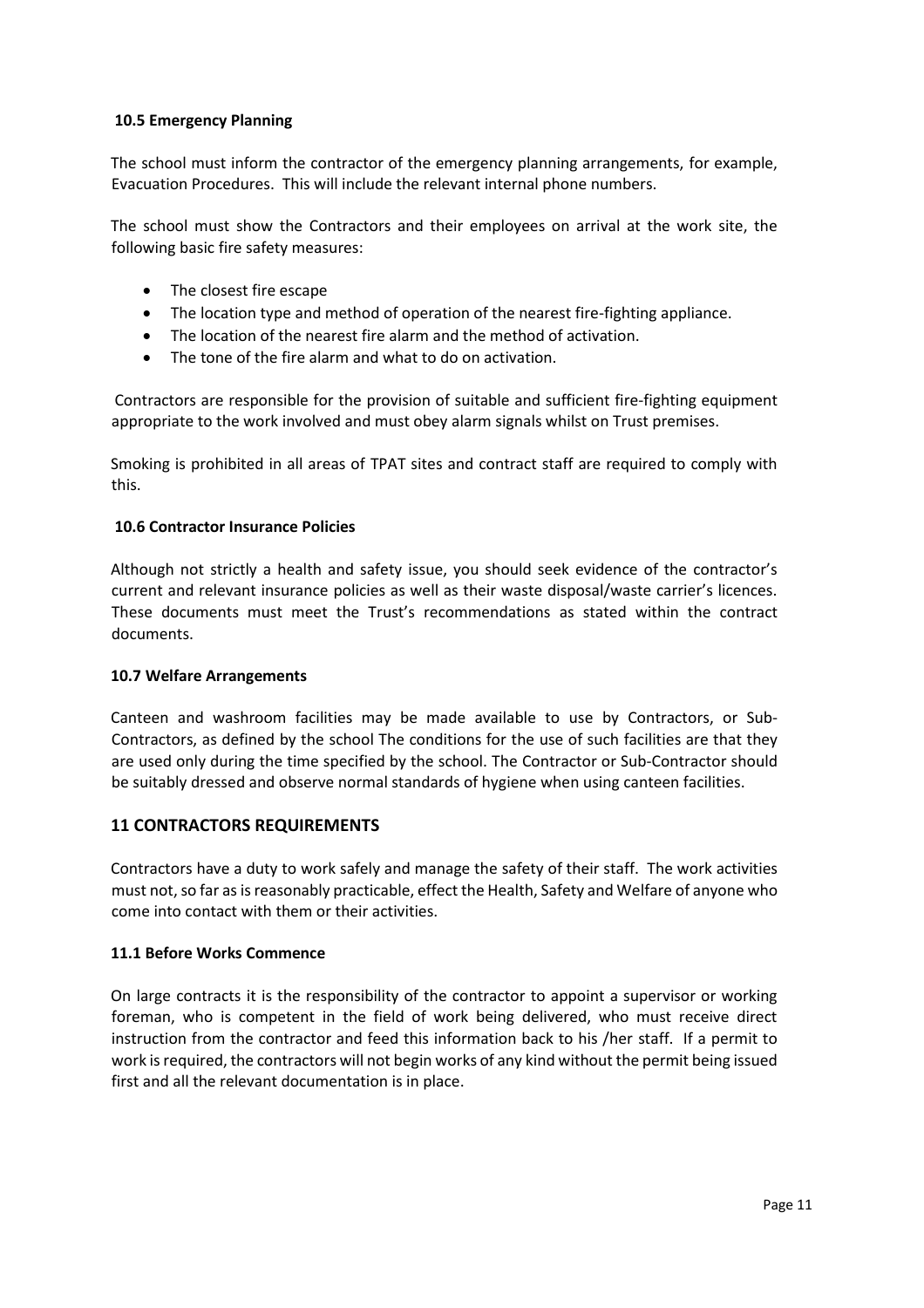### 10.5 Emergency Planning

The school must inform the contractor of the emergency planning arrangements, for example, Evacuation Procedures. This will include the relevant internal phone numbers.

The school must show the Contractors and their employees on arrival at the work site, the following basic fire safety measures:

- The closest fire escape
- The location type and method of operation of the nearest fire-fighting appliance.
- The location of the nearest fire alarm and the method of activation.
- The tone of the fire alarm and what to do on activation.

Contractors are responsible for the provision of suitable and sufficient fire-fighting equipment appropriate to the work involved and must obey alarm signals whilst on Trust premises.

Smoking is prohibited in all areas of TPAT sites and contract staff are required to comply with this.

### 10.6 Contractor Insurance Policies

Although not strictly a health and safety issue, you should seek evidence of the contractor's current and relevant insurance policies as well as their waste disposal/waste carrier's licences. These documents must meet the Trust's recommendations as stated within the contract documents.

### 10.7 Welfare Arrangements

Canteen and washroom facilities may be made available to use by Contractors, or Sub-Contractors, as defined by the school The conditions for the use of such facilities are that they are used only during the time specified by the school. The Contractor or Sub-Contractor should be suitably dressed and observe normal standards of hygiene when using canteen facilities.

## 11 CONTRACTORS REQUIREMENTS

Contractors have a duty to work safely and manage the safety of their staff. The work activities must not, so far as is reasonably practicable, effect the Health, Safety and Welfare of anyone who come into contact with them or their activities.

### 11.1 Before Works Commence

On large contracts it is the responsibility of the contractor to appoint a supervisor or working foreman, who is competent in the field of work being delivered, who must receive direct instruction from the contractor and feed this information back to his /her staff. If a permit to work is required, the contractors will not begin works of any kind without the permit being issued first and all the relevant documentation is in place.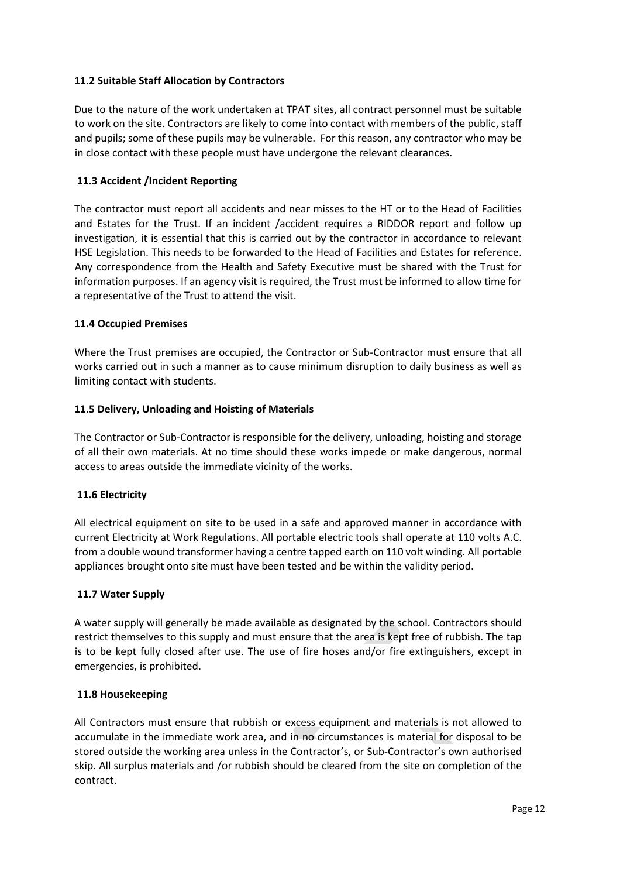### 11.2 Suitable Staff Allocation by Contractors

Due to the nature of the work undertaken at TPAT sites, all contract personnel must be suitable to work on the site. Contractors are likely to come into contact with members of the public, staff and pupils; some of these pupils may be vulnerable. For this reason, any contractor who may be in close contact with these people must have undergone the relevant clearances.

### 11.3 Accident /Incident Reporting

The contractor must report all accidents and near misses to the HT or to the Head of Facilities and Estates for the Trust. If an incident /accident requires a RIDDOR report and follow up investigation, it is essential that this is carried out by the contractor in accordance to relevant HSE Legislation. This needs to be forwarded to the Head of Facilities and Estates for reference. Any correspondence from the Health and Safety Executive must be shared with the Trust for information purposes. If an agency visit is required, the Trust must be informed to allow time for a representative of the Trust to attend the visit.

### 11.4 Occupied Premises

Where the Trust premises are occupied, the Contractor or Sub-Contractor must ensure that all works carried out in such a manner as to cause minimum disruption to daily business as well as limiting contact with students.

### 11.5 Delivery, Unloading and Hoisting of Materials

The Contractor or Sub-Contractor is responsible for the delivery, unloading, hoisting and storage of all their own materials. At no time should these works impede or make dangerous, normal access to areas outside the immediate vicinity of the works.

### 11.6 Electricity

All electrical equipment on site to be used in a safe and approved manner in accordance with current Electricity at Work Regulations. All portable electric tools shall operate at 110 volts A.C. from a double wound transformer having a centre tapped earth on 110 volt winding. All portable appliances brought onto site must have been tested and be within the validity period.

### 11.7 Water Supply

A water supply will generally be made available as designated by the school. Contractors should restrict themselves to this supply and must ensure that the area is kept free of rubbish. The tap is to be kept fully closed after use. The use of fire hoses and/or fire extinguishers, except in emergencies, is prohibited.

### 11.8 Housekeeping

All Contractors must ensure that rubbish or excess equipment and materials is not allowed to accumulate in the immediate work area, and in no circumstances is material for disposal to be stored outside the working area unless in the Contractor's, or Sub-Contractor's own authorised skip. All surplus materials and /or rubbish should be cleared from the site on completion of the contract.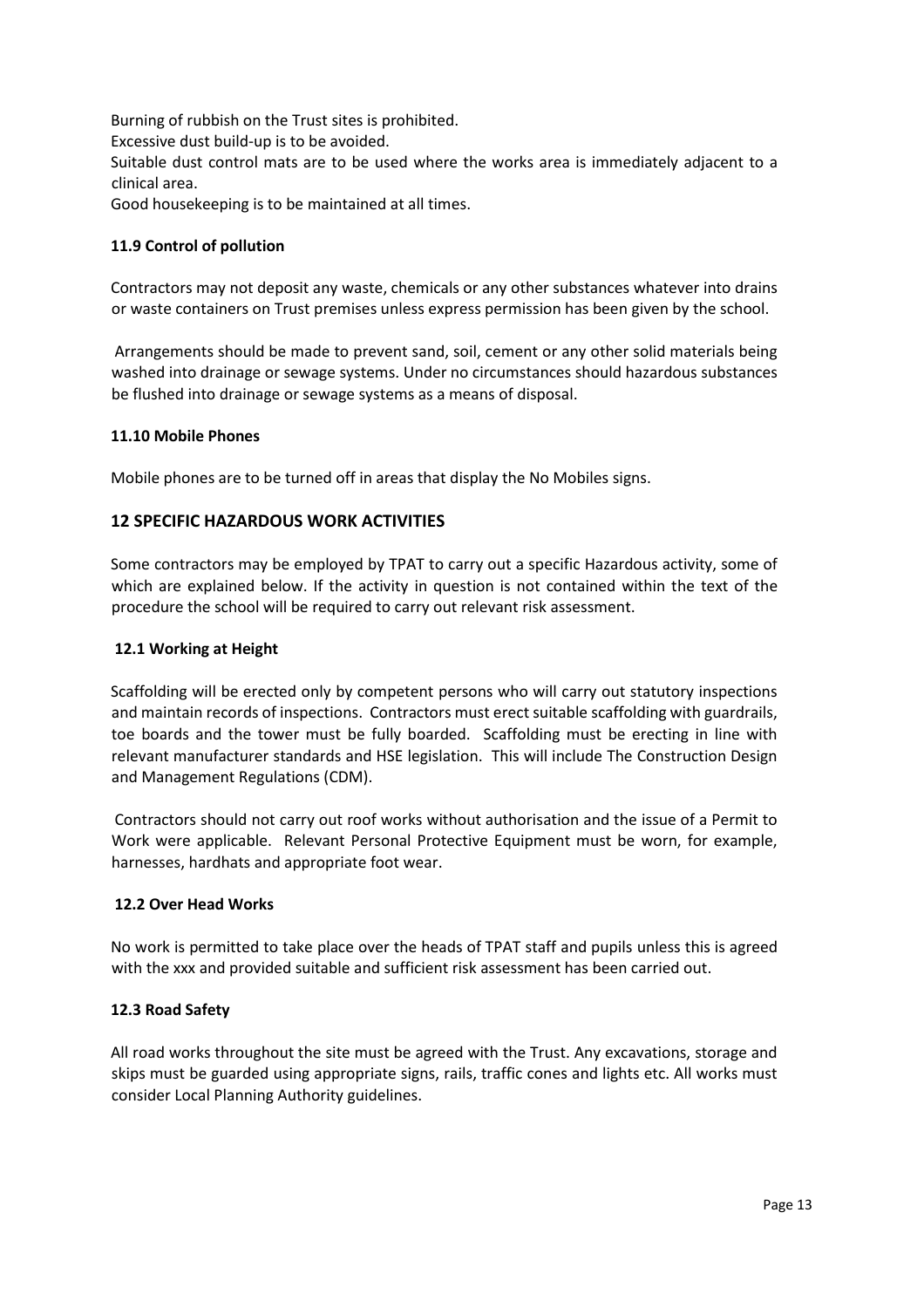Burning of rubbish on the Trust sites is prohibited.

Excessive dust build-up is to be avoided.

Suitable dust control mats are to be used where the works area is immediately adjacent to a clinical area.

Good housekeeping is to be maintained at all times.

### 11.9 Control of pollution

Contractors may not deposit any waste, chemicals or any other substances whatever into drains or waste containers on Trust premises unless express permission has been given by the school.

Arrangements should be made to prevent sand, soil, cement or any other solid materials being washed into drainage or sewage systems. Under no circumstances should hazardous substances be flushed into drainage or sewage systems as a means of disposal.

### 11.10 Mobile Phones

Mobile phones are to be turned off in areas that display the No Mobiles signs.

## 12 SPECIFIC HAZARDOUS WORK ACTIVITIES

Some contractors may be employed by TPAT to carry out a specific Hazardous activity, some of which are explained below. If the activity in question is not contained within the text of the procedure the school will be required to carry out relevant risk assessment.

### 12.1 Working at Height

Scaffolding will be erected only by competent persons who will carry out statutory inspections and maintain records of inspections. Contractors must erect suitable scaffolding with guardrails, toe boards and the tower must be fully boarded. Scaffolding must be erecting in line with relevant manufacturer standards and HSE legislation. This will include The Construction Design and Management Regulations (CDM).

Contractors should not carry out roof works without authorisation and the issue of a Permit to Work were applicable. Relevant Personal Protective Equipment must be worn, for example, harnesses, hardhats and appropriate foot wear.

### 12.2 Over Head Works

No work is permitted to take place over the heads of TPAT staff and pupils unless this is agreed with the xxx and provided suitable and sufficient risk assessment has been carried out.

### 12.3 Road Safety

All road works throughout the site must be agreed with the Trust. Any excavations, storage and skips must be guarded using appropriate signs, rails, traffic cones and lights etc. All works must consider Local Planning Authority guidelines.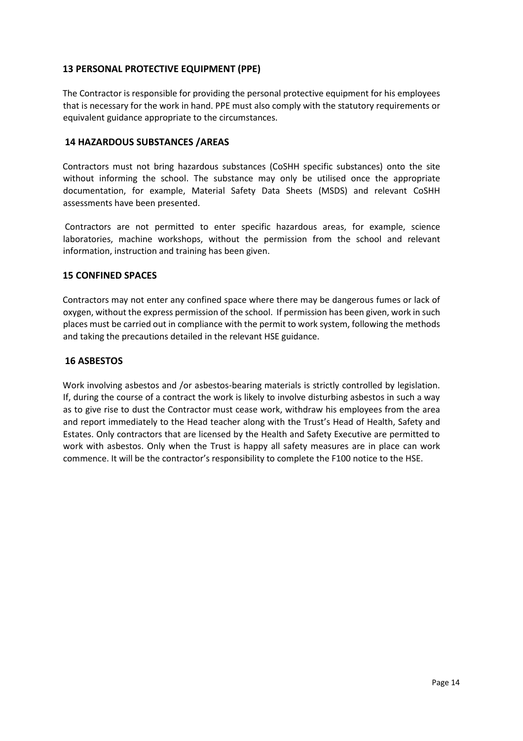## 13 PERSONAL PROTECTIVE EQUIPMENT (PPE)

The Contractor is responsible for providing the personal protective equipment for his employees that is necessary for the work in hand. PPE must also comply with the statutory requirements or equivalent guidance appropriate to the circumstances.

## 14 HAZARDOUS SUBSTANCES /AREAS

Contractors must not bring hazardous substances (CoSHH specific substances) onto the site without informing the school. The substance may only be utilised once the appropriate documentation, for example, Material Safety Data Sheets (MSDS) and relevant CoSHH assessments have been presented.

Contractors are not permitted to enter specific hazardous areas, for example, science laboratories, machine workshops, without the permission from the school and relevant information, instruction and training has been given.

## 15 CONFINED SPACES

Contractors may not enter any confined space where there may be dangerous fumes or lack of oxygen, without the express permission of the school. If permission has been given, work in such places must be carried out in compliance with the permit to work system, following the methods and taking the precautions detailed in the relevant HSE guidance.

## 16 ASBESTOS

Work involving asbestos and /or asbestos-bearing materials is strictly controlled by legislation. If, during the course of a contract the work is likely to involve disturbing asbestos in such a way as to give rise to dust the Contractor must cease work, withdraw his employees from the area and report immediately to the Head teacher along with the Trust's Head of Health, Safety and Estates. Only contractors that are licensed by the Health and Safety Executive are permitted to work with asbestos. Only when the Trust is happy all safety measures are in place can work commence. It will be the contractor's responsibility to complete the F100 notice to the HSE.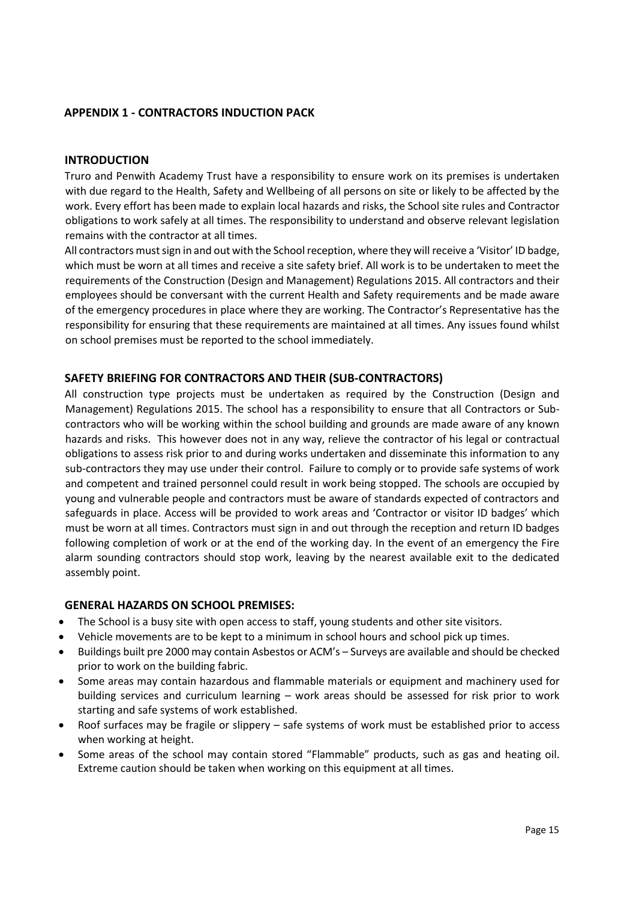## APPENDIX 1 - CONTRACTORS INDUCTION PACK

### INTRODUCTION

Truro and Penwith Academy Trust have a responsibility to ensure work on its premises is undertaken with due regard to the Health, Safety and Wellbeing of all persons on site or likely to be affected by the work. Every effort has been made to explain local hazards and risks, the School site rules and Contractor obligations to work safely at all times. The responsibility to understand and observe relevant legislation remains with the contractor at all times.

All contractors must sign in and out with the School reception, where they will receive a 'Visitor' ID badge, which must be worn at all times and receive a site safety brief. All work is to be undertaken to meet the requirements of the Construction (Design and Management) Regulations 2015. All contractors and their employees should be conversant with the current Health and Safety requirements and be made aware of the emergency procedures in place where they are working. The Contractor's Representative has the responsibility for ensuring that these requirements are maintained at all times. Any issues found whilst on school premises must be reported to the school immediately.

### SAFETY BRIEFING FOR CONTRACTORS AND THEIR (SUB-CONTRACTORS)

All construction type projects must be undertaken as required by the Construction (Design and Management) Regulations 2015. The school has a responsibility to ensure that all Contractors or Sub-contractors who will be working within the school building and grounds are made aware of any known hazards and risks. This however does not in any way, relieve the contractor of his legal or contractual obligations to assess risk prior to and during works undertaken and disseminate this information to any sub-contractors they may use under their control. Failure to comply or to provide safe systems of work and competent and trained personnel could result in work being stopped. The schools are occupied by young and vulnerable people and contractors must be aware of standards expected of contractors and safeguards in place. Access will be provided to work areas and 'Contractor or visitor ID badges' which must be worn at all times. Contractors must sign in and out through the reception and return ID badges following completion of work or at the end of the working day. In the event of an emergency the Fire alarm sounding contractors should stop work, leaving by the nearest available exit to the dedicated assembly point.

### GENERAL HAZARDS ON SCHOOL PREMISES:

- The School is a busy site with open access to staff, young students and other site visitors.
- Vehicle movements are to be kept to a minimum in school hours and school pick up times.
- Buildings built pre 2000 may contain Asbestos or ACM's – Surveys are available and should be checked prior to work on the building fabric.
- Some areas may contain hazardous and flammable materials or equipment and machinery used for building services and curriculum learning – work areas should be assessed for risk prior to work starting and safe systems of work established.
- Roof surfaces may be fragile or slippery – safe systems of work must be established prior to access when working at height.
- Some areas of the school may contain stored "Flammable" products, such as gas and heating oil. Extreme caution should be taken when working on this equipment at all times.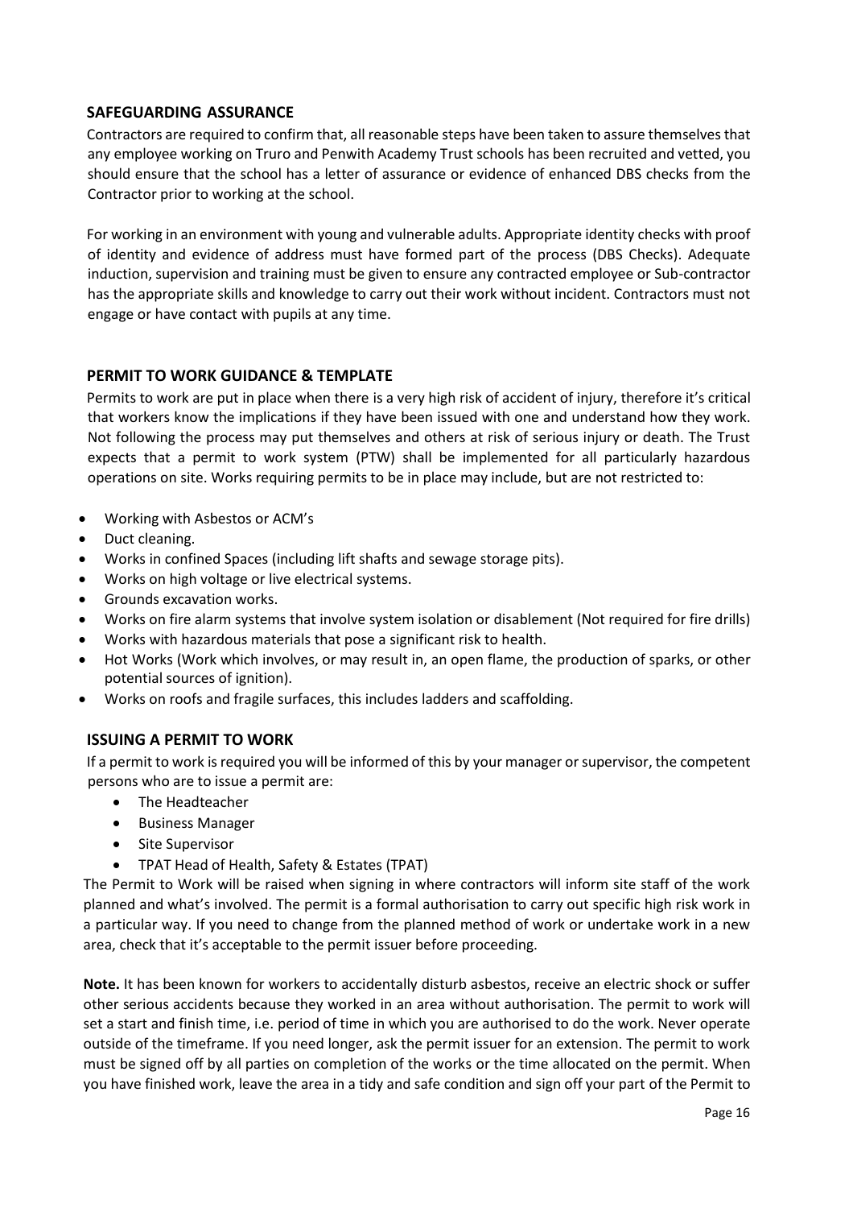## SAFEGUARDING ASSURANCE

Contractors are required to confirm that, all reasonable steps have been taken to assure themselves that any employee working on Truro and Penwith Academy Trust schools has been recruited and vetted, you should ensure that the school has a letter of assurance or evidence of enhanced DBS checks from the Contractor prior to working at the school.

For working in an environment with young and vulnerable adults. Appropriate identity checks with proof of identity and evidence of address must have formed part of the process (DBS Checks). Adequate induction, supervision and training must be given to ensure any contracted employee or Sub-contractor has the appropriate skills and knowledge to carry out their work without incident. Contractors must not engage or have contact with pupils at any time.

## PERMIT TO WORK GUIDANCE & TEMPLATE

Permits to work are put in place when there is a very high risk of accident of injury, therefore it's critical that workers know the implications if they have been issued with one and understand how they work. Not following the process may put themselves and others at risk of serious injury or death. The Trust expects that a permit to work system (PTW) shall be implemented for all particularly hazardous operations on site. Works requiring permits to be in place may include, but are not restricted to:

- Working with Asbestos or ACM's
- Duct cleaning.
- Works in confined Spaces (including lift shafts and sewage storage pits).
- Works on high voltage or live electrical systems.
- Grounds excavation works.
- Works on fire alarm systems that involve system isolation or disablement (Not required for fire drills)
- Works with hazardous materials that pose a significant risk to health.
- Hot Works (Work which involves, or may result in, an open flame, the production of sparks, or other potential sources of ignition).
- Works on roofs and fragile surfaces, this includes ladders and scaffolding.

## ISSUING A PERMIT TO WORK

If a permit to work is required you will be informed of this by your manager or supervisor, the competent persons who are to issue a permit are:

- The Headteacher
- Business Manager
- Site Supervisor
- TPAT Head of Health, Safety & Estates (TPAT)

The Permit to Work will be raised when signing in where contractors will inform site staff of the work planned and what's involved. The permit is a formal authorisation to carry out specific high risk work in a particular way. If you need to change from the planned method of work or undertake work in a new area, check that it's acceptable to the permit issuer before proceeding.

**Note.** It has been known for workers to accidentally disturb asbestos, receive an electric shock or suffer other serious accidents because they worked in an area without authorisation. The permit to work will set a start and finish time, i.e. period of time in which you are authorised to do the work. Never operate outside of the timeframe. If you need longer, ask the permit issuer for an extension. The permit to work must be signed off by all parties on completion of the works or the time allocated on the permit. When you have finished work, leave the area in a tidy and safe condition and sign off your part of the Permit to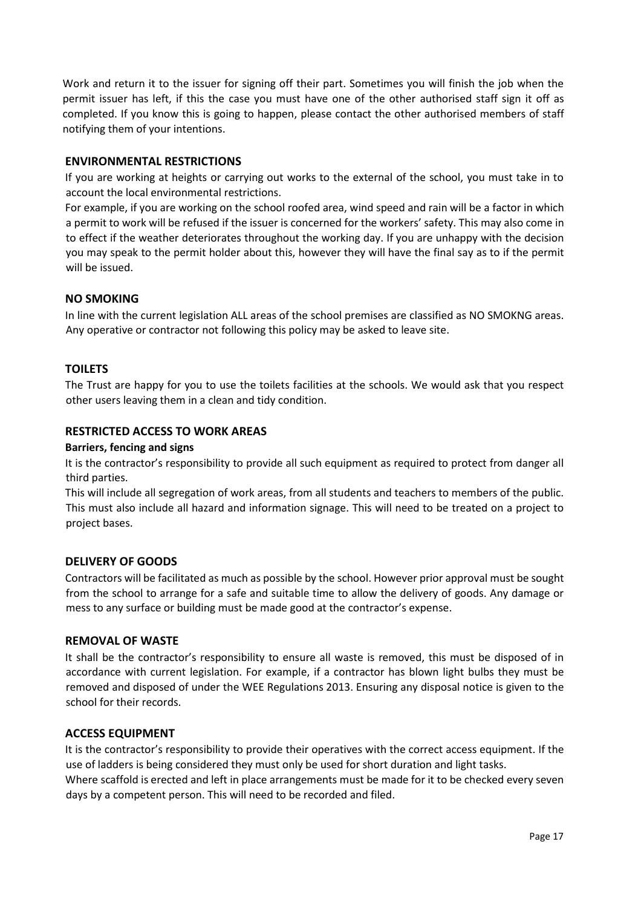Work and return it to the issuer for signing off their part. Sometimes you will finish the job when the permit issuer has left, if this the case you must have one of the other authorised staff sign it off as completed. If you know this is going to happen, please contact the other authorised members of staff notifying them of your intentions.

## ENVIRONMENTAL RESTRICTIONS

If you are working at heights or carrying out works to the external of the school, you must take in to account the local environmental restrictions.

For example, if you are working on the school roofed area, wind speed and rain will be a factor in which a permit to work will be refused if the issuer is concerned for the workers' safety. This may also come in to effect if the weather deteriorates throughout the working day. If you are unhappy with the decision you may speak to the permit holder about this, however they will have the final say as to if the permit will be issued.

## NO SMOKING

In line with the current legislation ALL areas of the school premises are classified as NO SMOKNG areas. Any operative or contractor not following this policy may be asked to leave site.

## TOILETS

The Trust are happy for you to use the toilets facilities at the schools. We would ask that you respect other users leaving them in a clean and tidy condition.

## RESTRICTED ACCESS TO WORK AREAS

**Barriers, fencing and signs**

It is the contractor's responsibility to provide all such equipment as required to protect from danger all third parties.

This will include all segregation of work areas, from all students and teachers to members of the public. This must also include all hazard and information signage. This will need to be treated on a project to project bases.

## DELIVERY OF GOODS

Contractors will be facilitated as much as possible by the school. However prior approval must be sought from the school to arrange for a safe and suitable time to allow the delivery of goods. Any damage or mess to any surface or building must be made good at the contractor's expense.

## REMOVAL OF WASTE

It shall be the contractor's responsibility to ensure all waste is removed, this must be disposed of in accordance with current legislation. For example, if a contractor has blown light bulbs they must be removed and disposed of under the WEE Regulations 2013. Ensuring any disposal notice is given to the school for their records.

## ACCESS EQUIPMENT

It is the contractor's responsibility to provide their operatives with the correct access equipment. If the use of ladders is being considered they must only be used for short duration and light tasks.

Where scaffold is erected and left in place arrangements must be made for it to be checked every seven days by a competent person. This will need to be recorded and filed.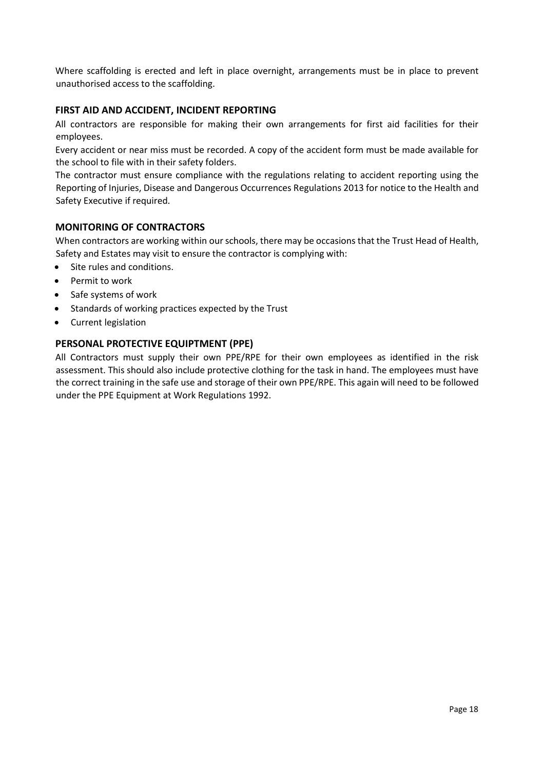Where scaffolding is erected and left in place overnight, arrangements must be in place to prevent unauthorised access to the scaffolding.

### FIRST AID AND ACCIDENT, INCIDENT REPORTING

All contractors are responsible for making their own arrangements for first aid facilities for their employees.

Every accident or near miss must be recorded. A copy of the accident form must be made available for the school to file with in their safety folders.

The contractor must ensure compliance with the regulations relating to accident reporting using the Reporting of Injuries, Disease and Dangerous Occurrences Regulations 2013 for notice to the Health and Safety Executive if required.

### MONITORING OF CONTRACTORS

When contractors are working within our schools, there may be occasions that the Trust Head of Health, Safety and Estates may visit to ensure the contractor is complying with:

- Site rules and conditions.
- Permit to work
- Safe systems of work
- Standards of working practices expected by the Trust
- Current legislation

### PERSONAL PROTECTIVE EQUIPTMENT (PPE)

All Contractors must supply their own PPE/RPE for their own employees as identified in the risk assessment. This should also include protective clothing for the task in hand. The employees must have the correct training in the safe use and storage of their own PPE/RPE. This again will need to be followed under the PPE Equipment at Work Regulations 1992.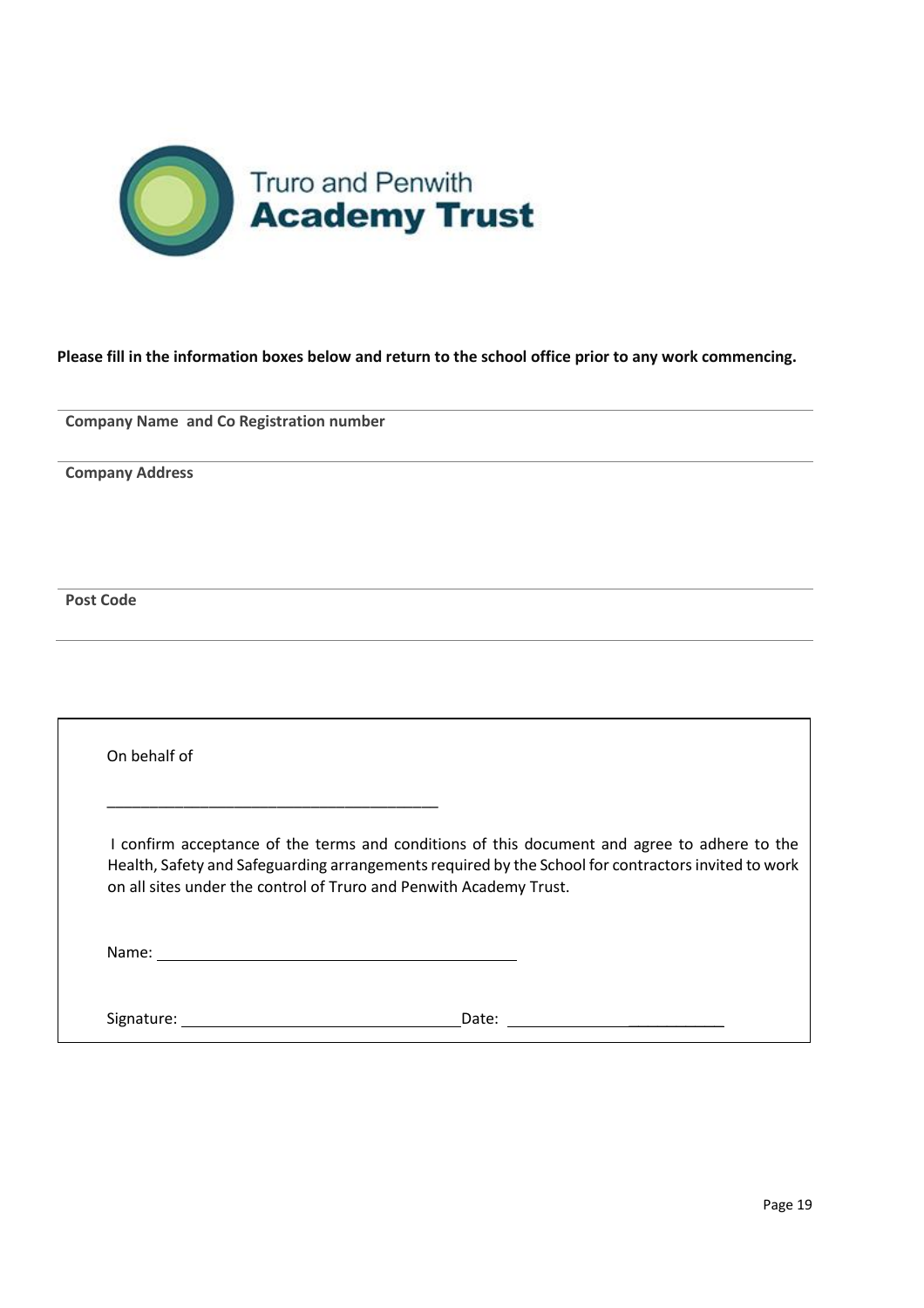Truro and Penwith
**Academy Trust**

**Please fill in the information boxes below and return to the school office prior to any work commencing.**

**Company Name and Co Registration number**

**Company Address**

**Post Code**

On behalf of

_______________________________________

I confirm acceptance of the terms and conditions of this document and agree to adhere to the Health, Safety and Safeguarding arrangements required by the School for contractors invited to work on all sites under the control of Truro and Penwith Academy Trust.

Name: _______________________________________

Signature: ______________________________ Date: ______________________________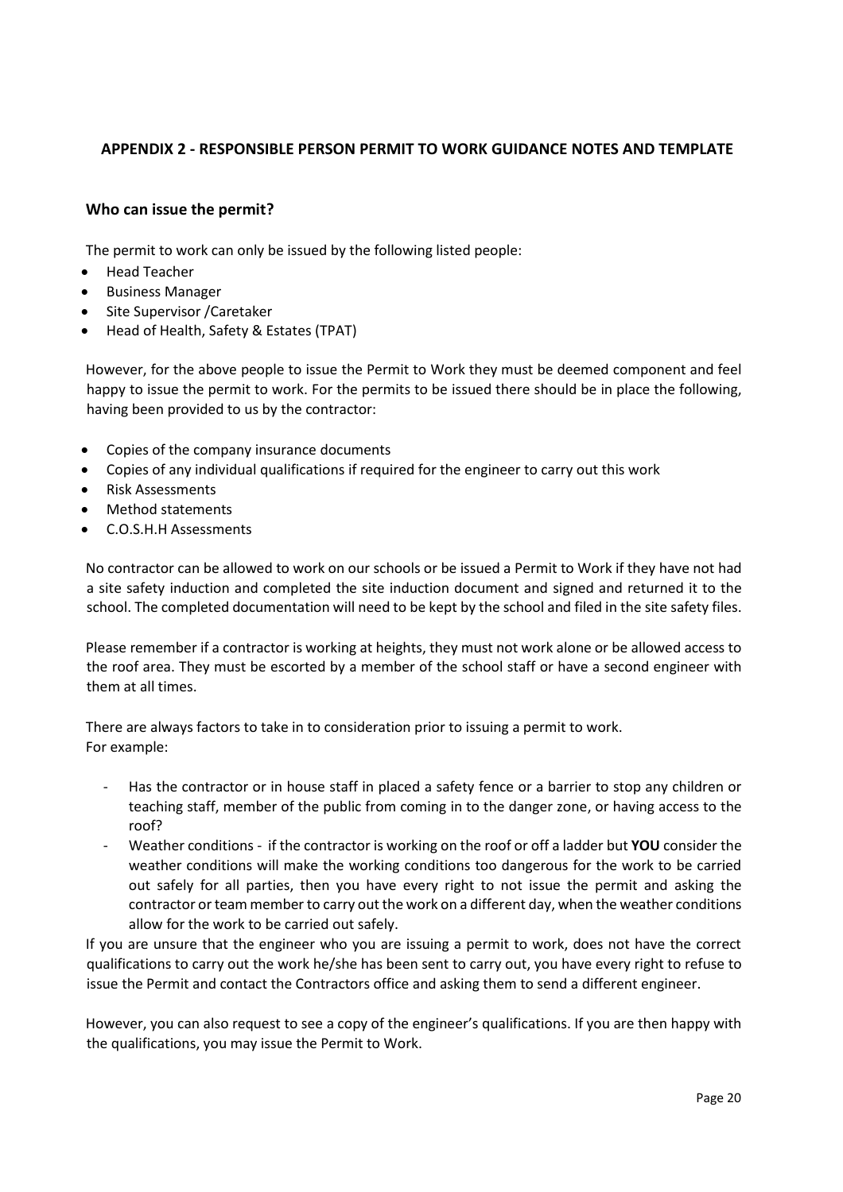## APPENDIX 2 - RESPONSIBLE PERSON PERMIT TO WORK GUIDANCE NOTES AND TEMPLATE

### Who can issue the permit?

The permit to work can only be issued by the following listed people:

- Head Teacher
- Business Manager
- Site Supervisor /Caretaker
- Head of Health, Safety & Estates (TPAT)

However, for the above people to issue the Permit to Work they must be deemed component and feel happy to issue the permit to work. For the permits to be issued there should be in place the following, having been provided to us by the contractor:

- Copies of the company insurance documents
- Copies of any individual qualifications if required for the engineer to carry out this work
- Risk Assessments
- Method statements
- C.O.S.H.H Assessments

No contractor can be allowed to work on our schools or be issued a Permit to Work if they have not had a site safety induction and completed the site induction document and signed and returned it to the school. The completed documentation will need to be kept by the school and filed in the site safety files.

Please remember if a contractor is working at heights, they must not work alone or be allowed access to the roof area. They must be escorted by a member of the school staff or have a second engineer with them at all times.

There are always factors to take in to consideration prior to issuing a permit to work.
For example:

- Has the contractor or in house staff in placed a safety fence or a barrier to stop any children or teaching staff, member of the public from coming in to the danger zone, or having access to the roof?
- Weather conditions - if the contractor is working on the roof or off a ladder but **YOU** consider the weather conditions will make the working conditions too dangerous for the work to be carried out safely for all parties, then you have every right to not issue the permit and asking the contractor or team member to carry out the work on a different day, when the weather conditions allow for the work to be carried out safely.

If you are unsure that the engineer who you are issuing a permit to work, does not have the correct qualifications to carry out the work he/she has been sent to carry out, you have every right to refuse to issue the Permit and contact the Contractors office and asking them to send a different engineer.

However, you can also request to see a copy of the engineer's qualifications. If you are then happy with the qualifications, you may issue the Permit to Work.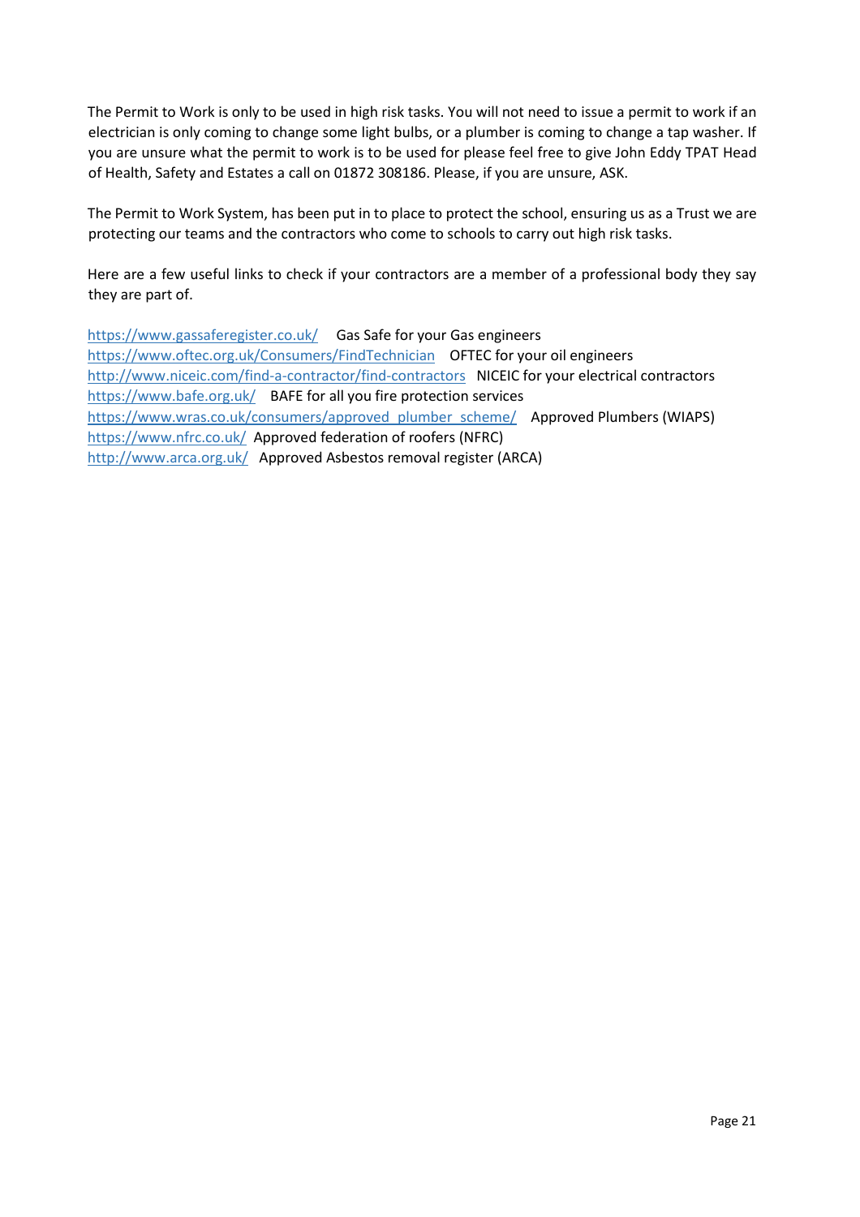The Permit to Work is only to be used in high risk tasks. You will not need to issue a permit to work if an electrician is only coming to change some light bulbs, or a plumber is coming to change a tap washer. If you are unsure what the permit to work is to be used for please feel free to give John Eddy TPAT Head of Health, Safety and Estates a call on 01872 308186. Please, if you are unsure, ASK.

The Permit to Work System, has been put in to place to protect the school, ensuring us as a Trust we are protecting our teams and the contractors who come to schools to carry out high risk tasks.

Here are a few useful links to check if your contractors are a member of a professional body they say they are part of.

https://www.gassaferegister.co.uk/ Gas Safe for your Gas engineers
https://www.oftec.org.uk/Consumers/FindTechnician OFTEC for your oil engineers
http://www.niceic.com/find-a-contractor/find-contractors NICEIC for your electrical contractors
https://www.bafe.org.uk/ BAFE for all you fire protection services
https://www.wras.co.uk/consumers/approved_plumber_scheme/ Approved Plumbers (WIAPS)
https://www.nfrc.co.uk/ Approved federation of roofers (NFRC)
http://www.arca.org.uk/ Approved Asbestos removal register (ARCA)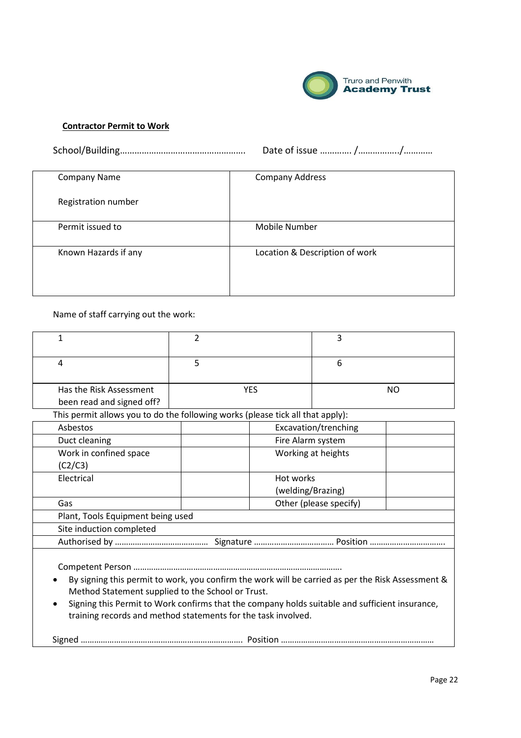Truro and Penwith **Academy Trust**

**Contractor Permit to Work**

School/Building…………………………………………… Date of issue ………… /……………./………..

| Company Name<br><br>Registration number | Company Address |
|---|---|
| Permit issued to | Mobile Number |
| Known Hazards if any | Location & Description of work |

Name of staff carrying out the work:

| 1 | 2 | 3 |
|---|---|---|
| 4 | 5 | 6 |
| Has the Risk Assessment been read and signed off? | YES | NO |

This permit allows you to do the following works (please tick all that apply):

| Asbestos | | Excavation/trenching | |
|---|---|---|---|
| Duct cleaning | | Fire Alarm system | |
| Work in confined space (C2/C3) | | Working at heights | |
| Electrical | | Hot works (welding/Brazing) | |
| Gas | | Other (please specify) | |
| Plant, Tools Equipment being used | | | |
| Site induction completed | | | |
| Authorised by ……………………………………. Signature ……………………………… Position ……………………………. | | | |

Competent Person ……………………………………………………………………………….

- By signing this permit to work, you confirm the work will be carried as per the Risk Assessment & Method Statement supplied to the School or Trust.
- Signing this Permit to Work confirms that the company holds suitable and sufficient insurance, training records and method statements for the task involved.

Signed ……………………………………………………………. Position ………………………………………………………….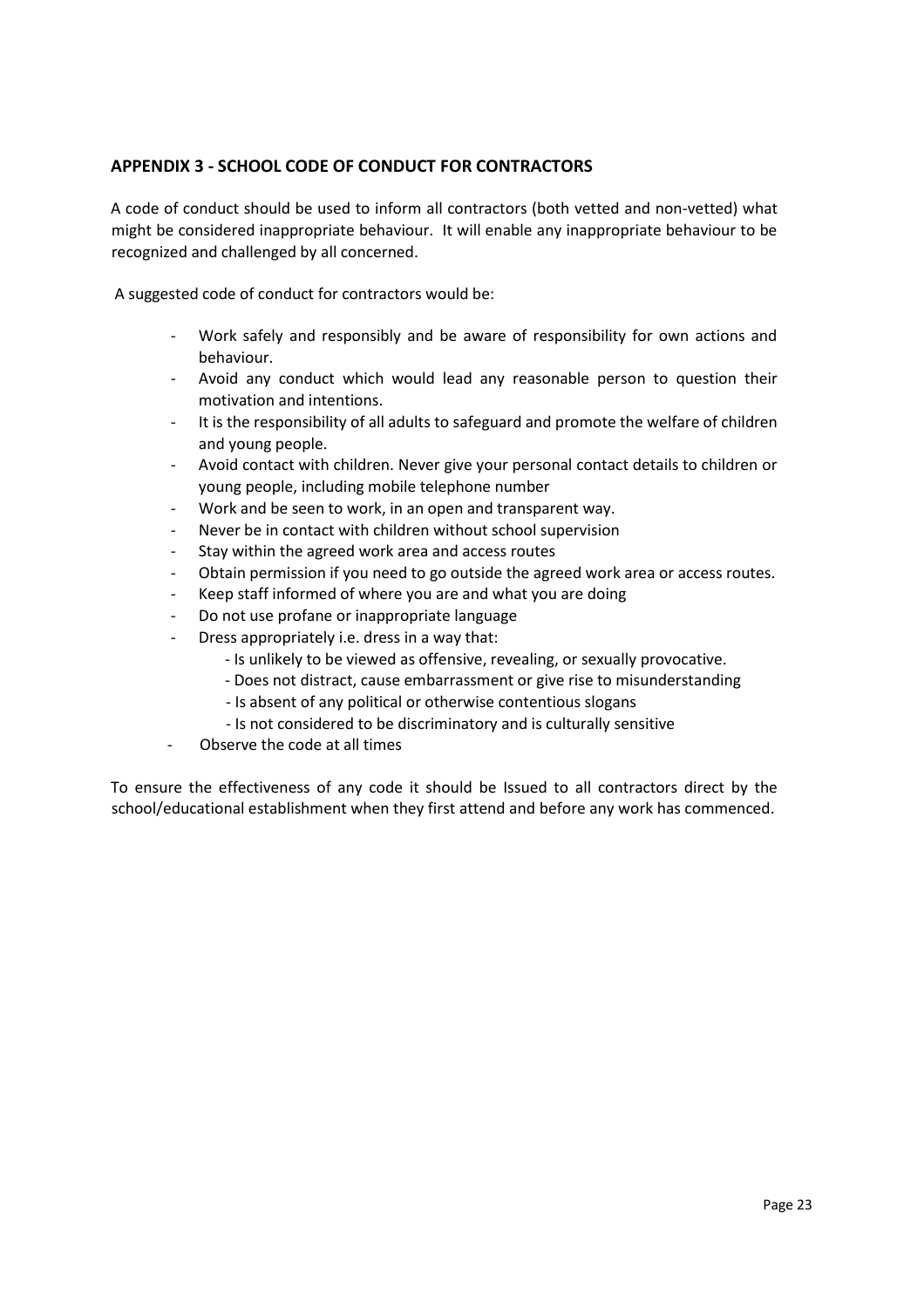## APPENDIX 3 - SCHOOL CODE OF CONDUCT FOR CONTRACTORS

A code of conduct should be used to inform all contractors (both vetted and non-vetted) what might be considered inappropriate behaviour. It will enable any inappropriate behaviour to be recognized and challenged by all concerned.

A suggested code of conduct for contractors would be:

- Work safely and responsibly and be aware of responsibility for own actions and behaviour.
- Avoid any conduct which would lead any reasonable person to question their motivation and intentions.
- It is the responsibility of all adults to safeguard and promote the welfare of children and young people.
- Avoid contact with children. Never give your personal contact details to children or young people, including mobile telephone number
- Work and be seen to work, in an open and transparent way.
- Never be in contact with children without school supervision
- Stay within the agreed work area and access routes
- Obtain permission if you need to go outside the agreed work area or access routes.
- Keep staff informed of where you are and what you are doing
- Do not use profane or inappropriate language
- Dress appropriately i.e. dress in a way that:
    - Is unlikely to be viewed as offensive, revealing, or sexually provocative.
    - Does not distract, cause embarrassment or give rise to misunderstanding
    - Is absent of any political or otherwise contentious slogans
    - Is not considered to be discriminatory and is culturally sensitive
- Observe the code at all times

To ensure the effectiveness of any code it should be Issued to all contractors direct by the school/educational establishment when they first attend and before any work has commenced.